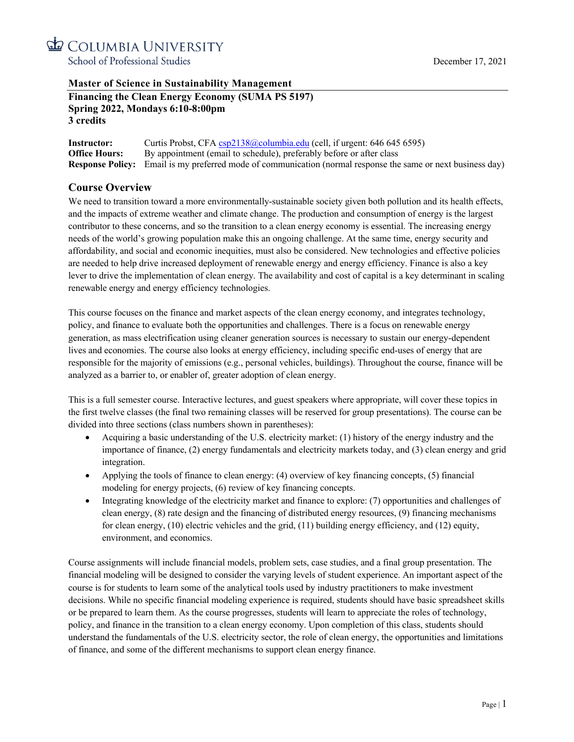Columbia University
School of Professional Studies

December 17, 2021

**Master of Science in Sustainability Management**

**Financing the Clean Energy Economy (SUMA PS 5197)**
**Spring 2022, Mondays 6:10-8:00pm**
**3 credits**

**Instructor:** Curtis Probst, CFA csp2138@columbia.edu (cell, if urgent: 646 645 6595)
**Office Hours:** By appointment (email to schedule), preferably before or after class
**Response Policy:** Email is my preferred mode of communication (normal response the same or next business day)

## Course Overview

We need to transition toward a more environmentally-sustainable society given both pollution and its health effects, and the impacts of extreme weather and climate change. The production and consumption of energy is the largest contributor to these concerns, and so the transition to a clean energy economy is essential. The increasing energy needs of the world's growing population make this an ongoing challenge. At the same time, energy security and affordability, and social and economic inequities, must also be considered. New technologies and effective policies are needed to help drive increased deployment of renewable energy and energy efficiency. Finance is also a key lever to drive the implementation of clean energy. The availability and cost of capital is a key determinant in scaling renewable energy and energy efficiency technologies.

This course focuses on the finance and market aspects of the clean energy economy, and integrates technology, policy, and finance to evaluate both the opportunities and challenges. There is a focus on renewable energy generation, as mass electrification using cleaner generation sources is necessary to sustain our energy-dependent lives and economies. The course also looks at energy efficiency, including specific end-uses of energy that are responsible for the majority of emissions (e.g., personal vehicles, buildings). Throughout the course, finance will be analyzed as a barrier to, or enabler of, greater adoption of clean energy.

This is a full semester course. Interactive lectures, and guest speakers where appropriate, will cover these topics in the first twelve classes (the final two remaining classes will be reserved for group presentations). The course can be divided into three sections (class numbers shown in parentheses):

- Acquiring a basic understanding of the U.S. electricity market: (1) history of the energy industry and the importance of finance, (2) energy fundamentals and electricity markets today, and (3) clean energy and grid integration.
- Applying the tools of finance to clean energy: (4) overview of key financing concepts, (5) financial modeling for energy projects, (6) review of key financing concepts.
- Integrating knowledge of the electricity market and finance to explore: (7) opportunities and challenges of clean energy, (8) rate design and the financing of distributed energy resources, (9) financing mechanisms for clean energy, (10) electric vehicles and the grid, (11) building energy efficiency, and (12) equity, environment, and economics.

Course assignments will include financial models, problem sets, case studies, and a final group presentation. The financial modeling will be designed to consider the varying levels of student experience. An important aspect of the course is for students to learn some of the analytical tools used by industry practitioners to make investment decisions. While no specific financial modeling experience is required, students should have basic spreadsheet skills or be prepared to learn them. As the course progresses, students will learn to appreciate the roles of technology, policy, and finance in the transition to a clean energy economy. Upon completion of this class, students should understand the fundamentals of the U.S. electricity sector, the role of clean energy, the opportunities and limitations of finance, and some of the different mechanisms to support clean energy finance.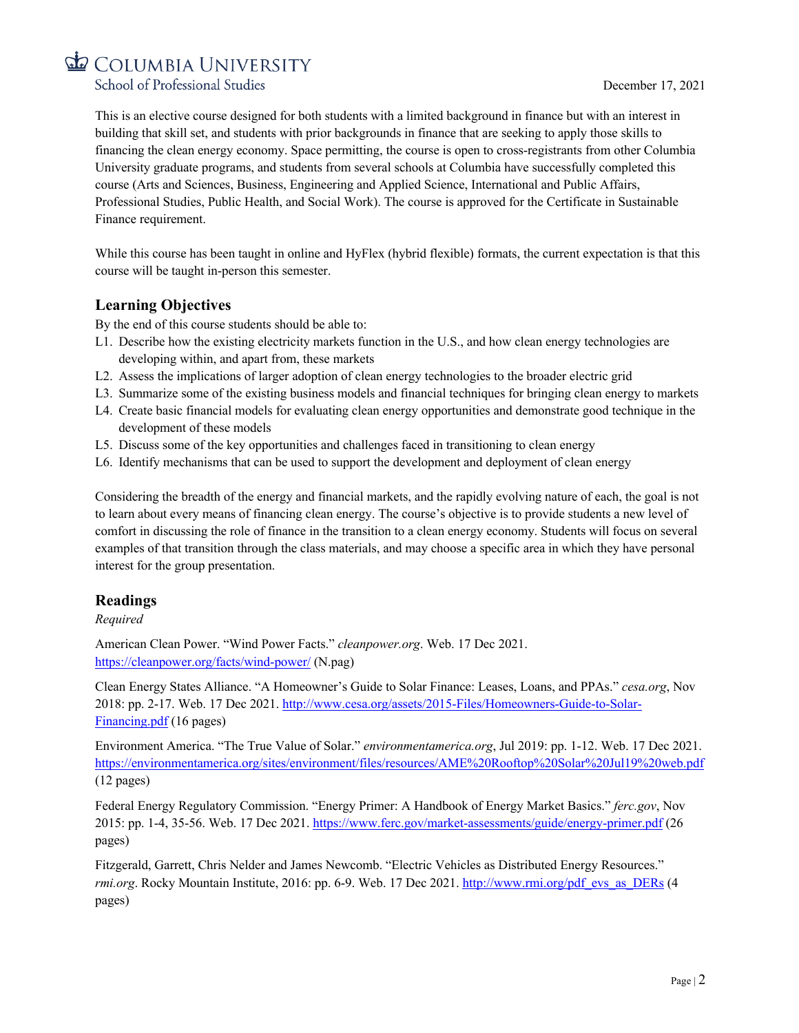This is an elective course designed for both students with a limited background in finance but with an interest in building that skill set, and students with prior backgrounds in finance that are seeking to apply those skills to financing the clean energy economy. Space permitting, the course is open to cross-registrants from other Columbia University graduate programs, and students from several schools at Columbia have successfully completed this course (Arts and Sciences, Business, Engineering and Applied Science, International and Public Affairs, Professional Studies, Public Health, and Social Work). The course is approved for the Certificate in Sustainable Finance requirement.

While this course has been taught in online and HyFlex (hybrid flexible) formats, the current expectation is that this course will be taught in-person this semester.

## Learning Objectives

By the end of this course students should be able to:

- L1. Describe how the existing electricity markets function in the U.S., and how clean energy technologies are developing within, and apart from, these markets
- L2. Assess the implications of larger adoption of clean energy technologies to the broader electric grid
- L3. Summarize some of the existing business models and financial techniques for bringing clean energy to markets
- L4. Create basic financial models for evaluating clean energy opportunities and demonstrate good technique in the development of these models
- L5. Discuss some of the key opportunities and challenges faced in transitioning to clean energy
- L6. Identify mechanisms that can be used to support the development and deployment of clean energy

Considering the breadth of the energy and financial markets, and the rapidly evolving nature of each, the goal is not to learn about every means of financing clean energy. The course's objective is to provide students a new level of comfort in discussing the role of finance in the transition to a clean energy economy. Students will focus on several examples of that transition through the class materials, and may choose a specific area in which they have personal interest for the group presentation.

## Readings

*Required*

American Clean Power. "Wind Power Facts." *cleanpower.org*. Web. 17 Dec 2021. https://cleanpower.org/facts/wind-power/ (N.pag)

Clean Energy States Alliance. "A Homeowner's Guide to Solar Finance: Leases, Loans, and PPAs." *cesa.org*, Nov 2018: pp. 2-17. Web. 17 Dec 2021. http://www.cesa.org/assets/2015-Files/Homeowners-Guide-to-Solar-Financing.pdf (16 pages)

Environment America. "The True Value of Solar." *environmentamerica.org*, Jul 2019: pp. 1-12. Web. 17 Dec 2021. https://environmentamerica.org/sites/environment/files/resources/AME%20Rooftop%20Solar%20Jul19%20web.pdf (12 pages)

Federal Energy Regulatory Commission. "Energy Primer: A Handbook of Energy Market Basics." *ferc.gov*, Nov 2015: pp. 1-4, 35-56. Web. 17 Dec 2021. https://www.ferc.gov/market-assessments/guide/energy-primer.pdf (26 pages)

Fitzgerald, Garrett, Chris Nelder and James Newcomb. "Electric Vehicles as Distributed Energy Resources." *rmi.org*. Rocky Mountain Institute, 2016: pp. 6-9. Web. 17 Dec 2021. http://www.rmi.org/pdf_evs_as_DERs (4 pages)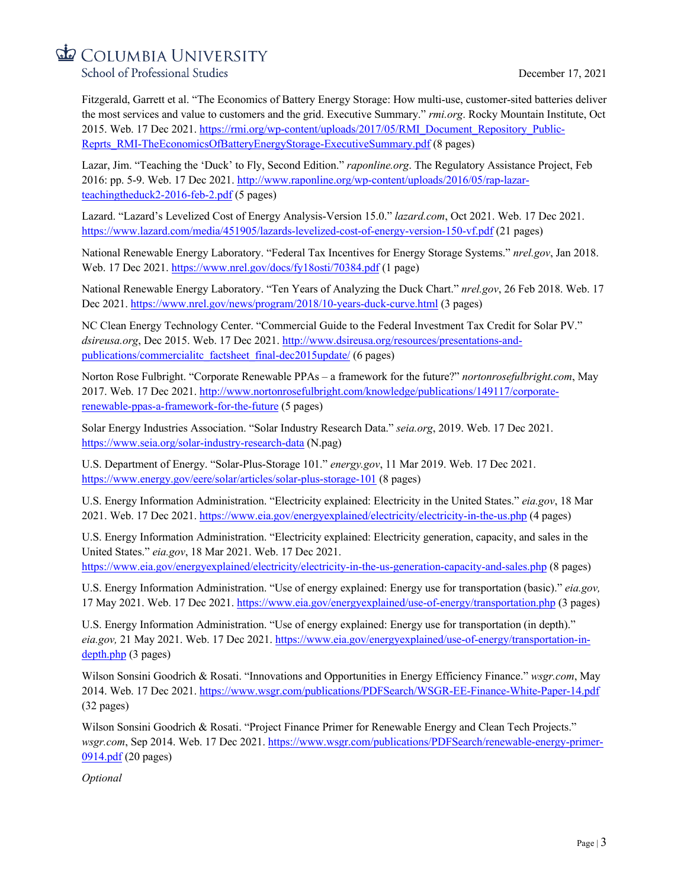Fitzgerald, Garrett et al. "The Economics of Battery Energy Storage: How multi-use, customer-sited batteries deliver the most services and value to customers and the grid. Executive Summary." *rmi.org*. Rocky Mountain Institute, Oct 2015. Web. 17 Dec 2021. https://rmi.org/wp-content/uploads/2017/05/RMI_Document_Repository_Public-Reprts_RMI-TheEconomicsOfBatteryEnergyStorage-ExecutiveSummary.pdf (8 pages)

Lazar, Jim. "Teaching the 'Duck' to Fly, Second Edition." *raponline.org*. The Regulatory Assistance Project, Feb 2016: pp. 5-9. Web. 17 Dec 2021. http://www.raponline.org/wp-content/uploads/2016/05/rap-lazar-teachingtheduck2-2016-feb-2.pdf (5 pages)

Lazard. "Lazard's Levelized Cost of Energy Analysis-Version 15.0." *lazard.com*, Oct 2021. Web. 17 Dec 2021. https://www.lazard.com/media/451905/lazards-levelized-cost-of-energy-version-150-vf.pdf (21 pages)

National Renewable Energy Laboratory. "Federal Tax Incentives for Energy Storage Systems." *nrel.gov*, Jan 2018. Web. 17 Dec 2021. https://www.nrel.gov/docs/fy18osti/70384.pdf (1 page)

National Renewable Energy Laboratory. "Ten Years of Analyzing the Duck Chart." *nrel.gov*, 26 Feb 2018. Web. 17 Dec 2021. https://www.nrel.gov/news/program/2018/10-years-duck-curve.html (3 pages)

NC Clean Energy Technology Center. "Commercial Guide to the Federal Investment Tax Credit for Solar PV." *dsireusa.org*, Dec 2015. Web. 17 Dec 2021. http://www.dsireusa.org/resources/presentations-and-publications/commercialitc_factsheet_final-dec2015update/ (6 pages)

Norton Rose Fulbright. "Corporate Renewable PPAs – a framework for the future?" *nortonrosefulbright.com*, May 2017. Web. 17 Dec 2021. http://www.nortonrosefulbright.com/knowledge/publications/149117/corporate-renewable-ppas-a-framework-for-the-future (5 pages)

Solar Energy Industries Association. "Solar Industry Research Data." *seia.org*, 2019. Web. 17 Dec 2021. https://www.seia.org/solar-industry-research-data (N.pag)

U.S. Department of Energy. "Solar-Plus-Storage 101." *energy.gov*, 11 Mar 2019. Web. 17 Dec 2021. https://www.energy.gov/eere/solar/articles/solar-plus-storage-101 (8 pages)

U.S. Energy Information Administration. "Electricity explained: Electricity in the United States." *eia.gov*, 18 Mar 2021. Web. 17 Dec 2021. https://www.eia.gov/energyexplained/electricity/electricity-in-the-us.php (4 pages)

U.S. Energy Information Administration. "Electricity explained: Electricity generation, capacity, and sales in the United States." *eia.gov*, 18 Mar 2021. Web. 17 Dec 2021. https://www.eia.gov/energyexplained/electricity/electricity-in-the-us-generation-capacity-and-sales.php (8 pages)

U.S. Energy Information Administration. "Use of energy explained: Energy use for transportation (basic)." *eia.gov,* 17 May 2021. Web. 17 Dec 2021. https://www.eia.gov/energyexplained/use-of-energy/transportation.php (3 pages)

U.S. Energy Information Administration. "Use of energy explained: Energy use for transportation (in depth)." *eia.gov,* 21 May 2021. Web. 17 Dec 2021. https://www.eia.gov/energyexplained/use-of-energy/transportation-in-depth.php (3 pages)

Wilson Sonsini Goodrich & Rosati. "Innovations and Opportunities in Energy Efficiency Finance." *wsgr.com*, May 2014. Web. 17 Dec 2021. https://www.wsgr.com/publications/PDFSearch/WSGR-EE-Finance-White-Paper-14.pdf (32 pages)

Wilson Sonsini Goodrich & Rosati. "Project Finance Primer for Renewable Energy and Clean Tech Projects." *wsgr.com*, Sep 2014. Web. 17 Dec 2021. https://www.wsgr.com/publications/PDFSearch/renewable-energy-primer-0914.pdf (20 pages)

*Optional*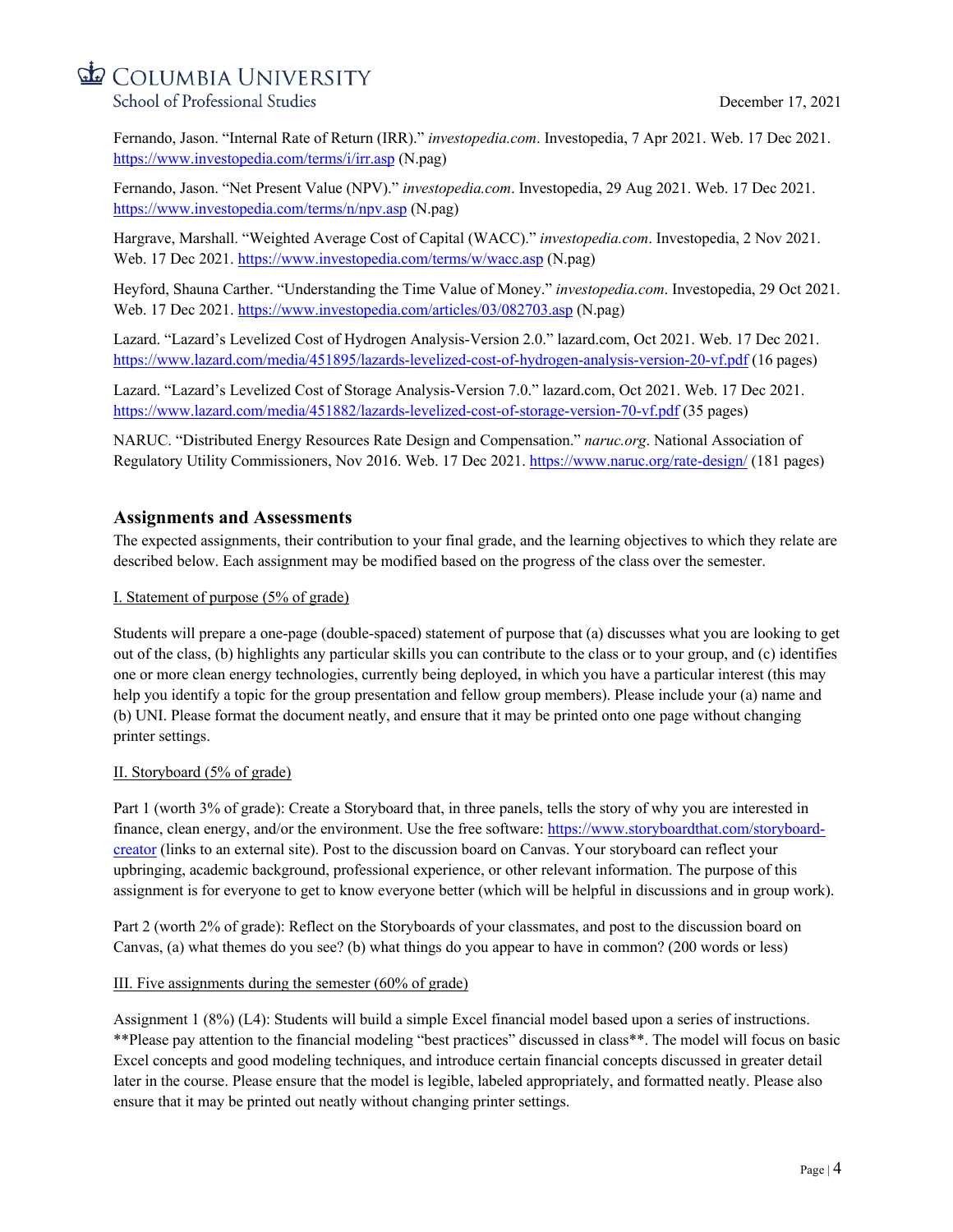Fernando, Jason. "Internal Rate of Return (IRR)." *investopedia.com*. Investopedia, 7 Apr 2021. Web. 17 Dec 2021. https://www.investopedia.com/terms/i/irr.asp (N.pag)

Fernando, Jason. "Net Present Value (NPV)." *investopedia.com*. Investopedia, 29 Aug 2021. Web. 17 Dec 2021. https://www.investopedia.com/terms/n/npv.asp (N.pag)

Hargrave, Marshall. "Weighted Average Cost of Capital (WACC)." *investopedia.com*. Investopedia, 2 Nov 2021. Web. 17 Dec 2021. https://www.investopedia.com/terms/w/wacc.asp (N.pag)

Heyford, Shauna Carther. "Understanding the Time Value of Money." *investopedia.com*. Investopedia, 29 Oct 2021. Web. 17 Dec 2021. https://www.investopedia.com/articles/03/082703.asp (N.pag)

Lazard. "Lazard's Levelized Cost of Hydrogen Analysis-Version 2.0." lazard.com, Oct 2021. Web. 17 Dec 2021. https://www.lazard.com/media/451895/lazards-levelized-cost-of-hydrogen-analysis-version-20-vf.pdf (16 pages)

Lazard. "Lazard's Levelized Cost of Storage Analysis-Version 7.0." lazard.com, Oct 2021. Web. 17 Dec 2021. https://www.lazard.com/media/451882/lazards-levelized-cost-of-storage-version-70-vf.pdf (35 pages)

NARUC. "Distributed Energy Resources Rate Design and Compensation." *naruc.org*. National Association of Regulatory Utility Commissioners, Nov 2016. Web. 17 Dec 2021. https://www.naruc.org/rate-design/ (181 pages)

## Assignments and Assessments

The expected assignments, their contribution to your final grade, and the learning objectives to which they relate are described below. Each assignment may be modified based on the progress of the class over the semester.

I. Statement of purpose (5% of grade)

Students will prepare a one-page (double-spaced) statement of purpose that (a) discusses what you are looking to get out of the class, (b) highlights any particular skills you can contribute to the class or to your group, and (c) identifies one or more clean energy technologies, currently being deployed, in which you have a particular interest (this may help you identify a topic for the group presentation and fellow group members). Please include your (a) name and (b) UNI. Please format the document neatly, and ensure that it may be printed onto one page without changing printer settings.

II. Storyboard (5% of grade)

Part 1 (worth 3% of grade): Create a Storyboard that, in three panels, tells the story of why you are interested in finance, clean energy, and/or the environment. Use the free software: https://www.storyboardthat.com/storyboard-creator (links to an external site). Post to the discussion board on Canvas. Your storyboard can reflect your upbringing, academic background, professional experience, or other relevant information. The purpose of this assignment is for everyone to get to know everyone better (which will be helpful in discussions and in group work).

Part 2 (worth 2% of grade): Reflect on the Storyboards of your classmates, and post to the discussion board on Canvas, (a) what themes do you see? (b) what things do you appear to have in common? (200 words or less)

III. Five assignments during the semester (60% of grade)

Assignment 1 (8%) (L4): Students will build a simple Excel financial model based upon a series of instructions. **Please pay attention to the financial modeling "best practices" discussed in class**. The model will focus on basic Excel concepts and good modeling techniques, and introduce certain financial concepts discussed in greater detail later in the course. Please ensure that the model is legible, labeled appropriately, and formatted neatly. Please also ensure that it may be printed out neatly without changing printer settings.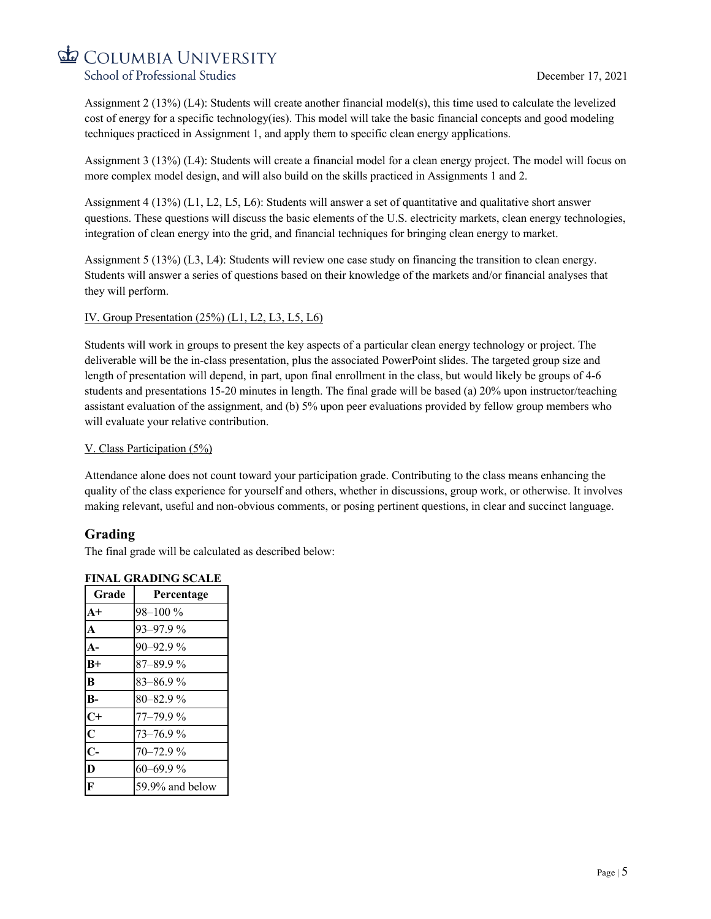Assignment 2 (13%) (L4): Students will create another financial model(s), this time used to calculate the levelized cost of energy for a specific technology(ies). This model will take the basic financial concepts and good modeling techniques practiced in Assignment 1, and apply them to specific clean energy applications.

Assignment 3 (13%) (L4): Students will create a financial model for a clean energy project. The model will focus on more complex model design, and will also build on the skills practiced in Assignments 1 and 2.

Assignment 4 (13%) (L1, L2, L5, L6): Students will answer a set of quantitative and qualitative short answer questions. These questions will discuss the basic elements of the U.S. electricity markets, clean energy technologies, integration of clean energy into the grid, and financial techniques for bringing clean energy to market.

Assignment 5 (13%) (L3, L4): Students will review one case study on financing the transition to clean energy. Students will answer a series of questions based on their knowledge of the markets and/or financial analyses that they will perform.

<u>IV. Group Presentation (25%) (L1, L2, L3, L5, L6)</u>

Students will work in groups to present the key aspects of a particular clean energy technology or project. The deliverable will be the in-class presentation, plus the associated PowerPoint slides. The targeted group size and length of presentation will depend, in part, upon final enrollment in the class, but would likely be groups of 4-6 students and presentations 15-20 minutes in length. The final grade will be based (a) 20% upon instructor/teaching assistant evaluation of the assignment, and (b) 5% upon peer evaluations provided by fellow group members who will evaluate your relative contribution.

<u>V. Class Participation (5%)</u>

Attendance alone does not count toward your participation grade. Contributing to the class means enhancing the quality of the class experience for yourself and others, whether in discussions, group work, or otherwise. It involves making relevant, useful and non-obvious comments, or posing pertinent questions, in clear and succinct language.

## Grading

The final grade will be calculated as described below:

**FINAL GRADING SCALE**

| Grade | Percentage |
|---|---|
| **A+** | 98–100 % |
| **A** | 93–97.9 % |
| **A-** | 90–92.9 % |
| **B+** | 87–89.9 % |
| **B** | 83–86.9 % |
| **B-** | 80–82.9 % |
| **C+** | 77–79.9 % |
| **C** | 73–76.9 % |
| **C-** | 70–72.9 % |
| **D** | 60–69.9 % |
| **F** | 59.9% and below |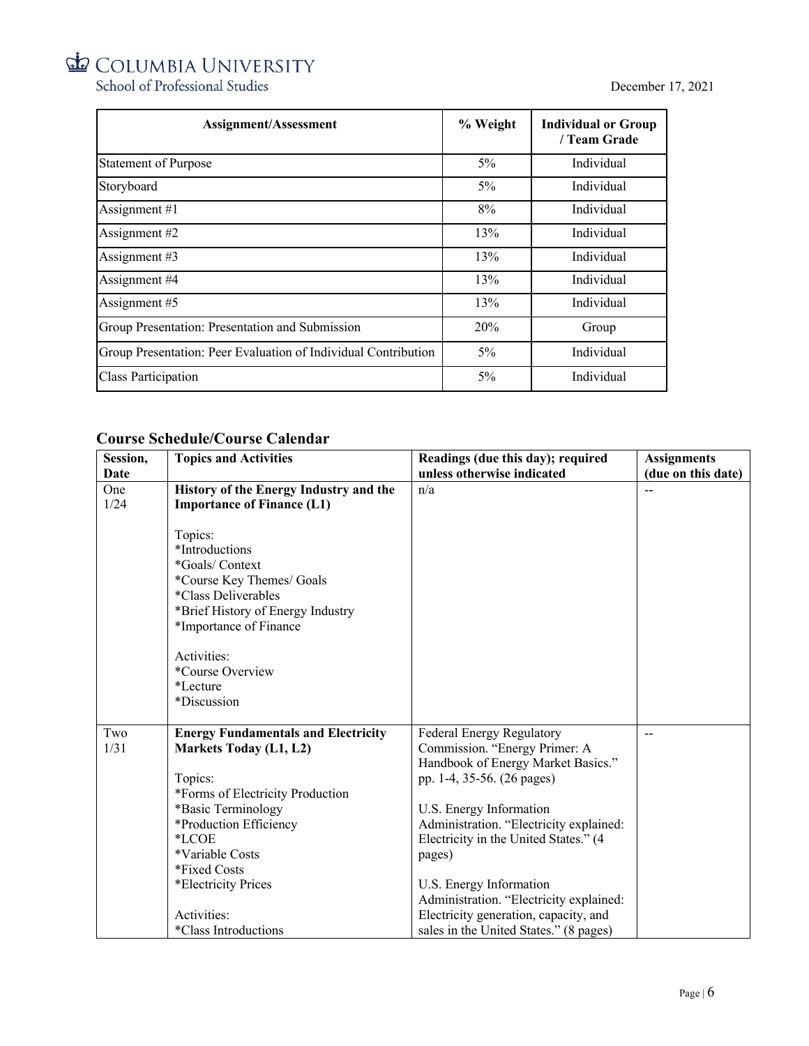| Assignment/Assessment | % Weight | Individual or Group / Team Grade |
|---|---|---|
| Statement of Purpose | 5% | Individual |
| Storyboard | 5% | Individual |
| Assignment #1 | 8% | Individual |
| Assignment #2 | 13% | Individual |
| Assignment #3 | 13% | Individual |
| Assignment #4 | 13% | Individual |
| Assignment #5 | 13% | Individual |
| Group Presentation: Presentation and Submission | 20% | Group |
| Group Presentation: Peer Evaluation of Individual Contribution | 5% | Individual |
| Class Participation | 5% | Individual |

## Course Schedule/Course Calendar

| Session, Date | Topics and Activities | Readings (due this day); required unless otherwise indicated | Assignments (due on this date) |
|---|---|---|---|
| One 1/24 | **History of the Energy Industry and the Importance of Finance (L1)**<br><br>Topics:<br>*Introductions<br>*Goals/ Context<br>*Course Key Themes/ Goals<br>*Class Deliverables<br>*Brief History of Energy Industry<br>*Importance of Finance<br><br>Activities:<br>*Course Overview<br>*Lecture<br>*Discussion | n/a | -- |
| Two 1/31 | **Energy Fundamentals and Electricity Markets Today (L1, L2)**<br><br>Topics:<br>*Forms of Electricity Production<br>*Basic Terminology<br>*Production Efficiency<br>*LCOE<br>*Variable Costs<br>*Fixed Costs<br>*Electricity Prices<br><br>Activities:<br>*Class Introductions | Federal Energy Regulatory Commission. "Energy Primer: A Handbook of Energy Market Basics." pp. 1-4, 35-56. (26 pages)<br><br>U.S. Energy Information Administration. "Electricity explained: Electricity in the United States." (4 pages)<br><br>U.S. Energy Information Administration. "Electricity explained: Electricity generation, capacity, and sales in the United States." (8 pages) | -- |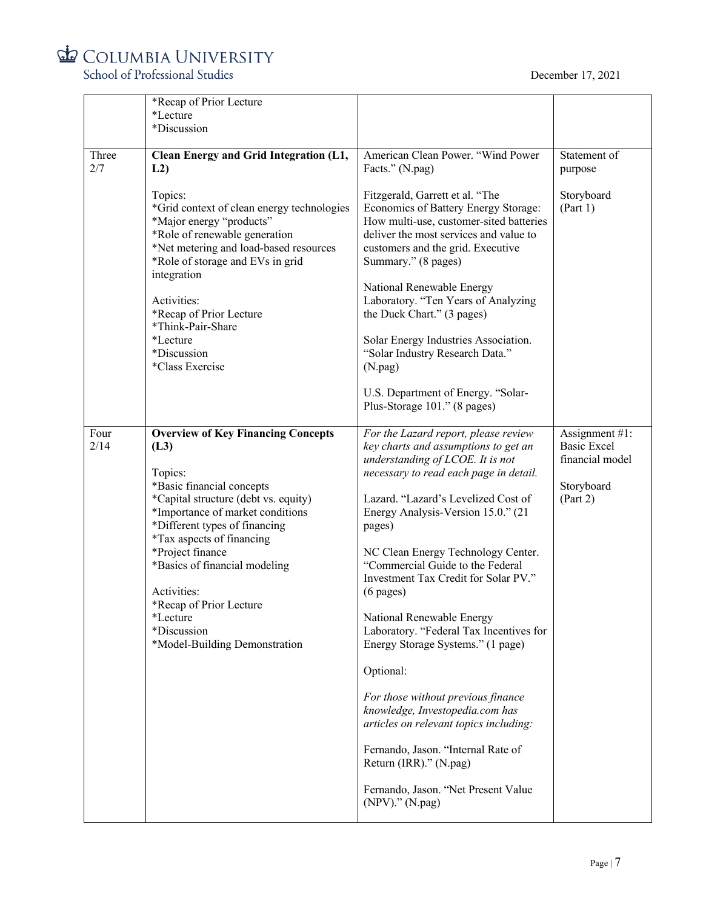| | | | |
|---|---|---|---|
| | *Recap of Prior Lecture<br>*Lecture<br>*Discussion | | |
| Three<br>2/7 | **Clean Energy and Grid Integration (L1, L2)**<br><br>Topics:<br>*Grid context of clean energy technologies<br>*Major energy "products"<br>*Role of renewable generation<br>*Net metering and load-based resources<br>*Role of storage and EVs in grid integration<br><br>Activities:<br>*Recap of Prior Lecture<br>*Think-Pair-Share<br>*Lecture<br>*Discussion<br>*Class Exercise | American Clean Power. "Wind Power Facts." (N.pag)<br><br>Fitzgerald, Garrett et al. "The Economics of Battery Energy Storage: How multi-use, customer-sited batteries deliver the most services and value to customers and the grid. Executive Summary." (8 pages)<br><br>National Renewable Energy Laboratory. "Ten Years of Analyzing the Duck Chart." (3 pages)<br><br>Solar Energy Industries Association. "Solar Industry Research Data." (N.pag)<br><br>U.S. Department of Energy. "Solar-Plus-Storage 101." (8 pages) | Statement of purpose<br><br>Storyboard (Part 1) |
| Four<br>2/14 | **Overview of Key Financing Concepts (L3)**<br><br>Topics:<br>*Basic financial concepts<br>*Capital structure (debt vs. equity)<br>*Importance of market conditions<br>*Different types of financing<br>*Tax aspects of financing<br>*Project finance<br>*Basics of financial modeling<br><br>Activities:<br>*Recap of Prior Lecture<br>*Lecture<br>*Discussion<br>*Model-Building Demonstration | *For the Lazard report, please review key charts and assumptions to get an understanding of LCOE. It is not necessary to read each page in detail.*<br><br>Lazard. "Lazard's Levelized Cost of Energy Analysis-Version 15.0." (21 pages)<br><br>NC Clean Energy Technology Center. "Commercial Guide to the Federal Investment Tax Credit for Solar PV." (6 pages)<br><br>National Renewable Energy Laboratory. "Federal Tax Incentives for Energy Storage Systems." (1 page)<br><br>Optional:<br><br>*For those without previous finance knowledge, Investopedia.com has articles on relevant topics including:*<br><br>Fernando, Jason. "Internal Rate of Return (IRR)." (N.pag)<br><br>Fernando, Jason. "Net Present Value (NPV)." (N.pag) | Assignment #1: Basic Excel financial model<br><br>Storyboard (Part 2) |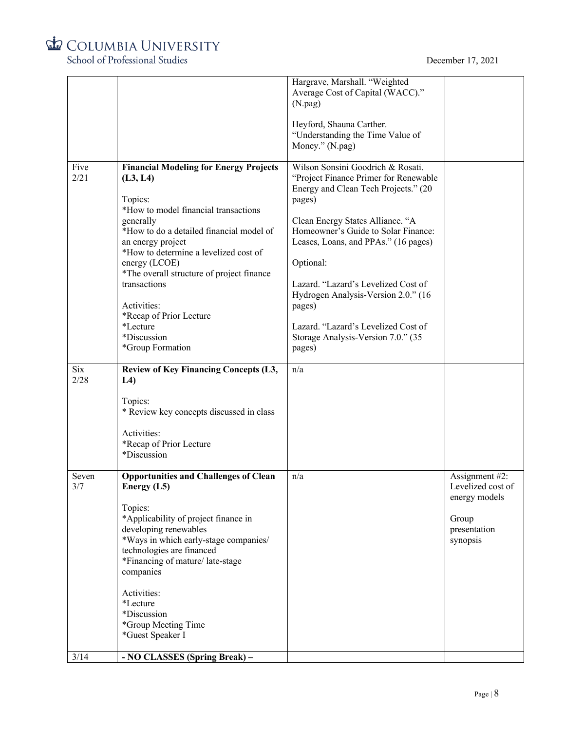| | | | |
|---|---|---|---|
| | | Hargrave, Marshall. "Weighted Average Cost of Capital (WACC)." (N.pag)<br><br>Heyford, Shauna Carther. "Understanding the Time Value of Money." (N.pag) | |
| Five<br>2/21 | **Financial Modeling for Energy Projects (L3, L4)**<br><br>Topics:<br>*How to model financial transactions generally<br>*How to do a detailed financial model of an energy project<br>*How to determine a levelized cost of energy (LCOE)<br>*The overall structure of project finance transactions<br><br>Activities:<br>*Recap of Prior Lecture<br>*Lecture<br>*Discussion<br>*Group Formation | Wilson Sonsini Goodrich & Rosati. "Project Finance Primer for Renewable Energy and Clean Tech Projects." (20 pages)<br><br>Clean Energy States Alliance. "A Homeowner's Guide to Solar Finance: Leases, Loans, and PPAs." (16 pages)<br><br>Optional:<br><br>Lazard. "Lazard's Levelized Cost of Hydrogen Analysis-Version 2.0." (16 pages)<br><br>Lazard. "Lazard's Levelized Cost of Storage Analysis-Version 7.0." (35 pages) | |
| Six<br>2/28 | **Review of Key Financing Concepts (L3, L4)**<br><br>Topics:<br>* Review key concepts discussed in class<br><br>Activities:<br>*Recap of Prior Lecture<br>*Discussion | n/a | |
| Seven<br>3/7 | **Opportunities and Challenges of Clean Energy (L5)**<br><br>Topics:<br>*Applicability of project finance in developing renewables<br>*Ways in which early-stage companies/ technologies are financed<br>*Financing of mature/ late-stage companies<br><br>Activities:<br>*Lecture<br>*Discussion<br>*Group Meeting Time<br>*Guest Speaker I | n/a | Assignment #2: Levelized cost of energy models<br><br>Group presentation synopsis |
| 3/14 | **- NO CLASSES (Spring Break) –** | | |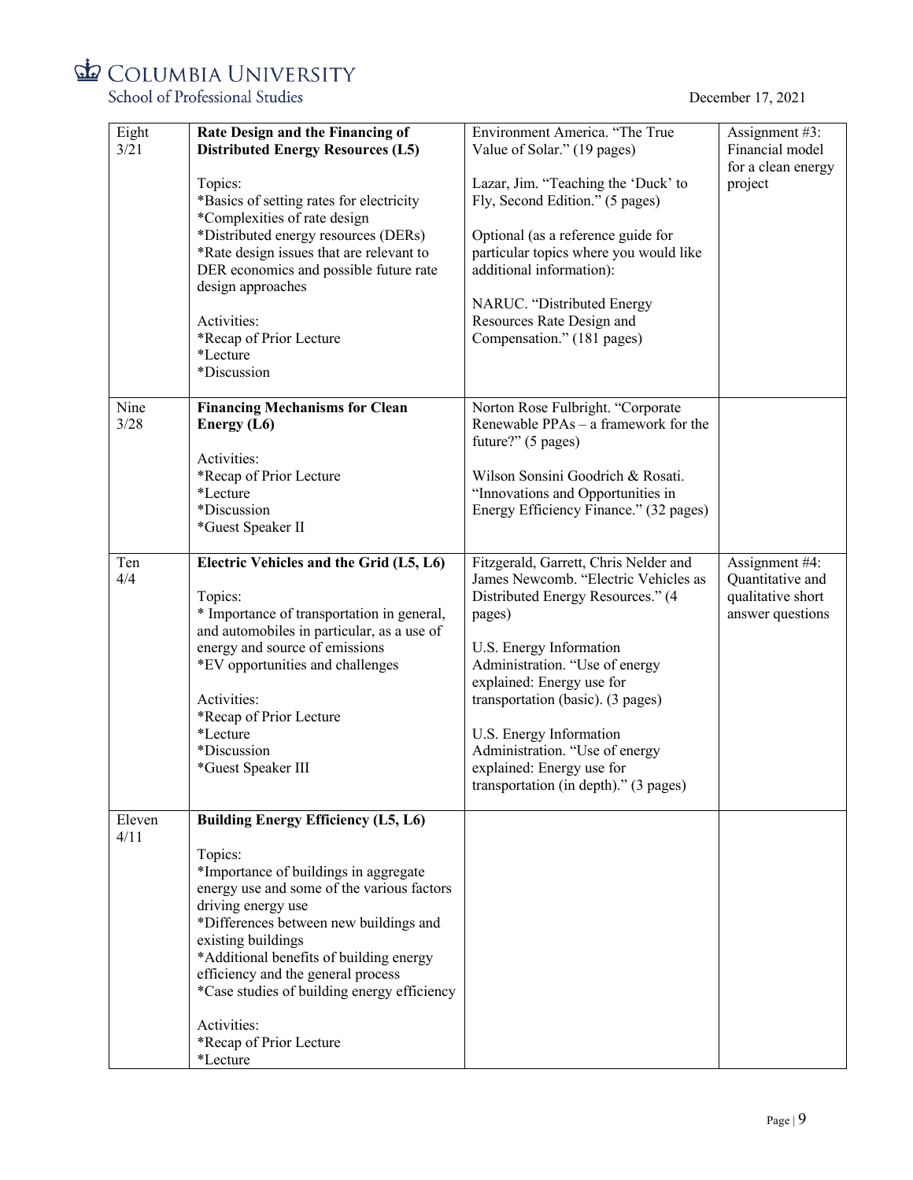| Eight 3/21 | **Rate Design and the Financing of Distributed Energy Resources (L5)**<br><br>Topics:<br>*Basics of setting rates for electricity<br>*Complexities of rate design<br>*Distributed energy resources (DERs)<br>*Rate design issues that are relevant to DER economics and possible future rate design approaches<br><br>Activities:<br>*Recap of Prior Lecture<br>*Lecture<br>*Discussion | Environment America. "The True Value of Solar." (19 pages)<br><br>Lazar, Jim. "Teaching the 'Duck' to Fly, Second Edition." (5 pages)<br><br>Optional (as a reference guide for particular topics where you would like additional information):<br><br>NARUC. "Distributed Energy Resources Rate Design and Compensation." (181 pages) | Assignment #3: Financial model for a clean energy project |
|---|---|---|---|
| Nine 3/28 | **Financing Mechanisms for Clean Energy (L6)**<br><br>Activities:<br>*Recap of Prior Lecture<br>*Lecture<br>*Discussion<br>*Guest Speaker II | Norton Rose Fulbright. "Corporate Renewable PPAs – a framework for the future?" (5 pages)<br><br>Wilson Sonsini Goodrich & Rosati. "Innovations and Opportunities in Energy Efficiency Finance." (32 pages) | |
| Ten 4/4 | **Electric Vehicles and the Grid (L5, L6)**<br><br>Topics:<br>* Importance of transportation in general, and automobiles in particular, as a use of energy and source of emissions<br>*EV opportunities and challenges<br><br>Activities:<br>*Recap of Prior Lecture<br>*Lecture<br>*Discussion<br>*Guest Speaker III | Fitzgerald, Garrett, Chris Nelder and James Newcomb. "Electric Vehicles as Distributed Energy Resources." (4 pages)<br><br>U.S. Energy Information Administration. "Use of energy explained: Energy use for transportation (basic). (3 pages)<br><br>U.S. Energy Information Administration. "Use of energy explained: Energy use for transportation (in depth)." (3 pages) | Assignment #4: Quantitative and qualitative short answer questions |
| Eleven 4/11 | **Building Energy Efficiency (L5, L6)**<br><br>Topics:<br>*Importance of buildings in aggregate energy use and some of the various factors driving energy use<br>*Differences between new buildings and existing buildings<br>*Additional benefits of building energy efficiency and the general process<br>*Case studies of building energy efficiency<br><br>Activities:<br>*Recap of Prior Lecture<br>*Lecture | | |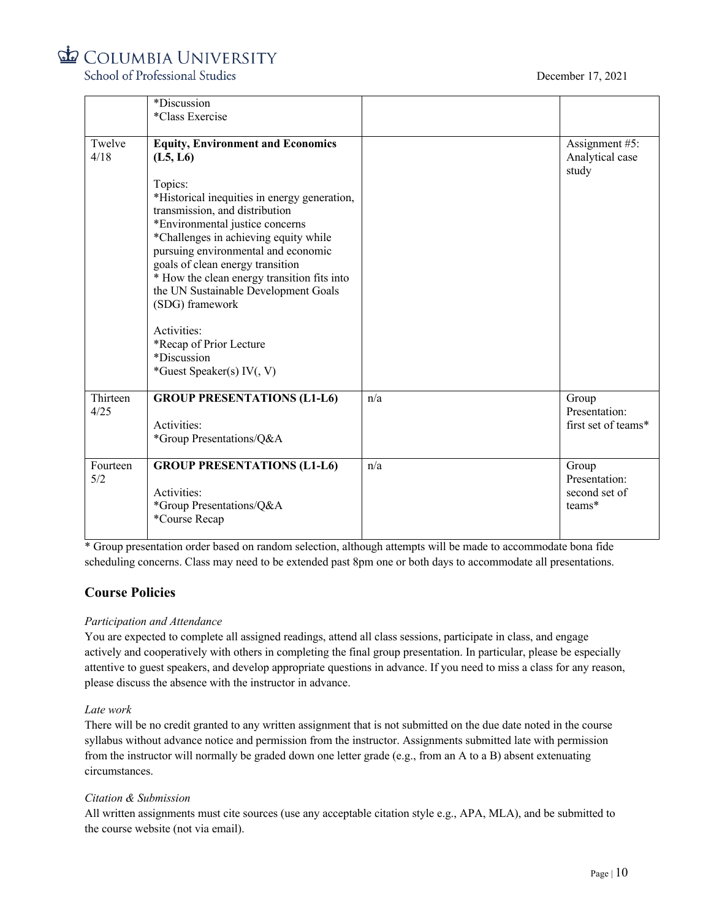| | | | |
|---|---|---|---|
| | *Discussion<br>*Class Exercise | | |
| Twelve<br>4/18 | **Equity, Environment and Economics (L5, L6)**<br><br>Topics:<br>*Historical inequities in energy generation, transmission, and distribution<br>*Environmental justice concerns<br>*Challenges in achieving equity while pursuing environmental and economic goals of clean energy transition<br>* How the clean energy transition fits into the UN Sustainable Development Goals (SDG) framework<br><br>Activities:<br>*Recap of Prior Lecture<br>*Discussion<br>*Guest Speaker(s) IV(, V) | | Assignment #5: Analytical case study |
| Thirteen<br>4/25 | **GROUP PRESENTATIONS (L1-L6)**<br><br>Activities:<br>*Group Presentations/Q&A | n/a | Group Presentation: first set of teams* |
| Fourteen<br>5/2 | **GROUP PRESENTATIONS (L1-L6)**<br><br>Activities:<br>*Group Presentations/Q&A<br>*Course Recap | n/a | Group Presentation: second set of teams* |

* Group presentation order based on random selection, although attempts will be made to accommodate bona fide scheduling concerns. Class may need to be extended past 8pm one or both days to accommodate all presentations.

## Course Policies

*Participation and Attendance*

You are expected to complete all assigned readings, attend all class sessions, participate in class, and engage actively and cooperatively with others in completing the final group presentation. In particular, please be especially attentive to guest speakers, and develop appropriate questions in advance. If you need to miss a class for any reason, please discuss the absence with the instructor in advance.

*Late work*

There will be no credit granted to any written assignment that is not submitted on the due date noted in the course syllabus without advance notice and permission from the instructor. Assignments submitted late with permission from the instructor will normally be graded down one letter grade (e.g., from an A to a B) absent extenuating circumstances.

*Citation & Submission*

All written assignments must cite sources (use any acceptable citation style e.g., APA, MLA), and be submitted to the course website (not via email).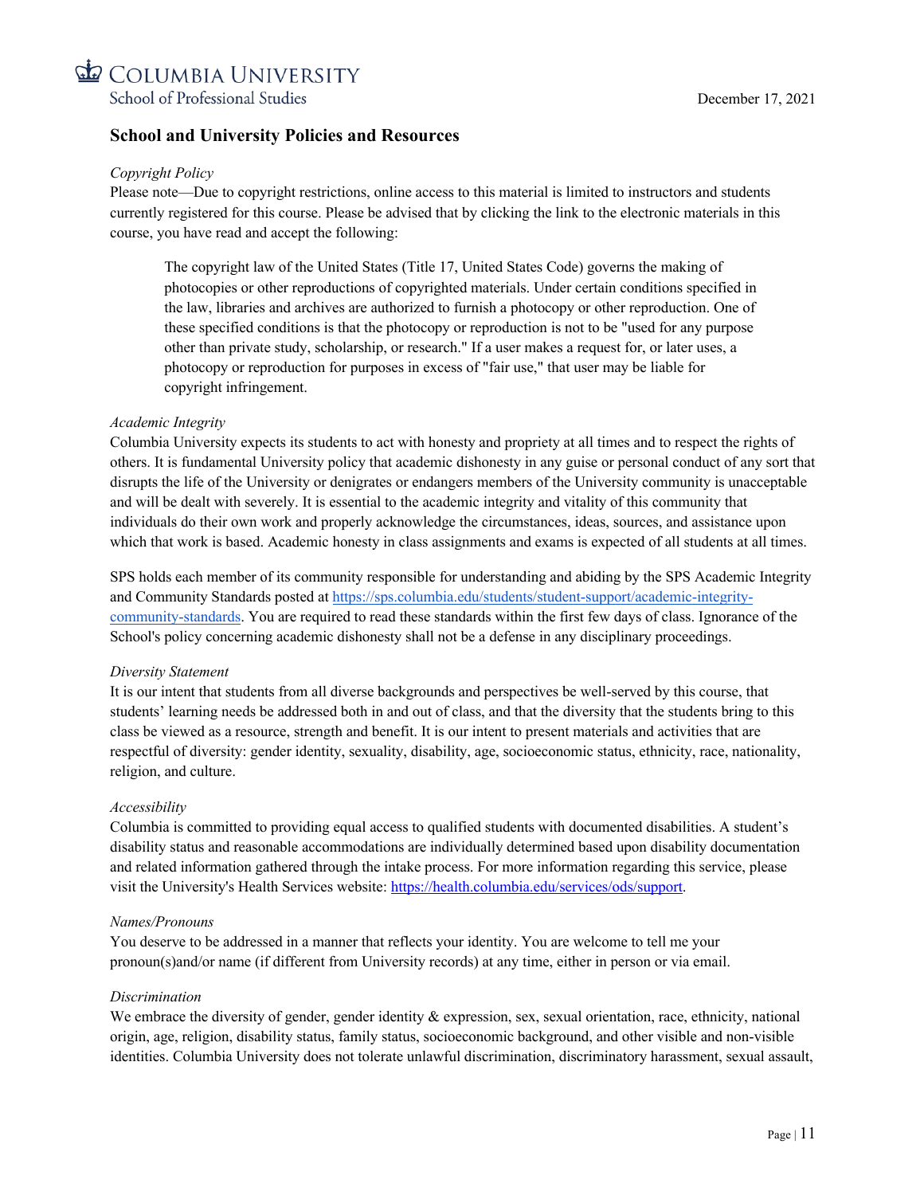## School and University Policies and Resources

*Copyright Policy*

Please note—Due to copyright restrictions, online access to this material is limited to instructors and students currently registered for this course. Please be advised that by clicking the link to the electronic materials in this course, you have read and accept the following:

> The copyright law of the United States (Title 17, United States Code) governs the making of photocopies or other reproductions of copyrighted materials. Under certain conditions specified in the law, libraries and archives are authorized to furnish a photocopy or other reproduction. One of these specified conditions is that the photocopy or reproduction is not to be "used for any purpose other than private study, scholarship, or research." If a user makes a request for, or later uses, a photocopy or reproduction for purposes in excess of "fair use," that user may be liable for copyright infringement.

*Academic Integrity*

Columbia University expects its students to act with honesty and propriety at all times and to respect the rights of others. It is fundamental University policy that academic dishonesty in any guise or personal conduct of any sort that disrupts the life of the University or denigrates or endangers members of the University community is unacceptable and will be dealt with severely. It is essential to the academic integrity and vitality of this community that individuals do their own work and properly acknowledge the circumstances, ideas, sources, and assistance upon which that work is based. Academic honesty in class assignments and exams is expected of all students at all times.

SPS holds each member of its community responsible for understanding and abiding by the SPS Academic Integrity and Community Standards posted at https://sps.columbia.edu/students/student-support/academic-integrity-community-standards. You are required to read these standards within the first few days of class. Ignorance of the School's policy concerning academic dishonesty shall not be a defense in any disciplinary proceedings.

*Diversity Statement*

It is our intent that students from all diverse backgrounds and perspectives be well-served by this course, that students' learning needs be addressed both in and out of class, and that the diversity that the students bring to this class be viewed as a resource, strength and benefit. It is our intent to present materials and activities that are respectful of diversity: gender identity, sexuality, disability, age, socioeconomic status, ethnicity, race, nationality, religion, and culture.

*Accessibility*

Columbia is committed to providing equal access to qualified students with documented disabilities. A student's disability status and reasonable accommodations are individually determined based upon disability documentation and related information gathered through the intake process. For more information regarding this service, please visit the University's Health Services website: https://health.columbia.edu/services/ods/support.

*Names/Pronouns*

You deserve to be addressed in a manner that reflects your identity. You are welcome to tell me your pronoun(s)and/or name (if different from University records) at any time, either in person or via email.

*Discrimination*

We embrace the diversity of gender, gender identity & expression, sex, sexual orientation, race, ethnicity, national origin, age, religion, disability status, family status, socioeconomic background, and other visible and non-visible identities. Columbia University does not tolerate unlawful discrimination, discriminatory harassment, sexual assault,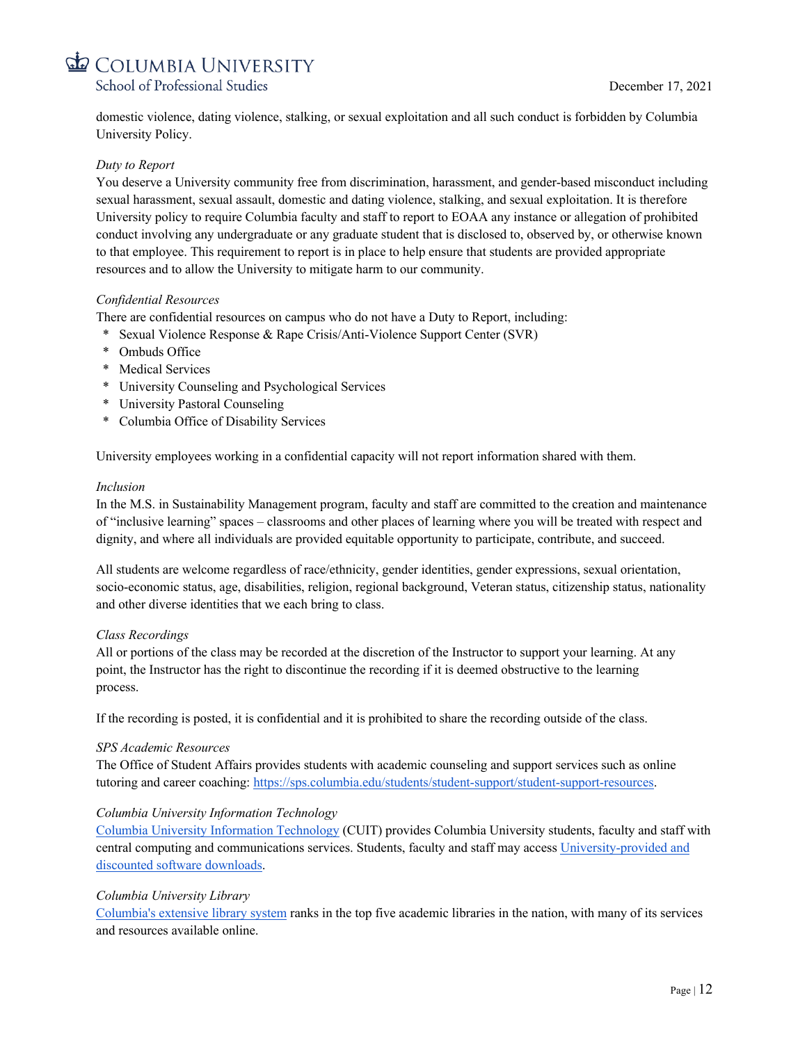domestic violence, dating violence, stalking, or sexual exploitation and all such conduct is forbidden by Columbia University Policy.

*Duty to Report*

You deserve a University community free from discrimination, harassment, and gender-based misconduct including sexual harassment, sexual assault, domestic and dating violence, stalking, and sexual exploitation. It is therefore University policy to require Columbia faculty and staff to report to EOAA any instance or allegation of prohibited conduct involving any undergraduate or any graduate student that is disclosed to, observed by, or otherwise known to that employee. This requirement to report is in place to help ensure that students are provided appropriate resources and to allow the University to mitigate harm to our community.

*Confidential Resources*

There are confidential resources on campus who do not have a Duty to Report, including:

* Sexual Violence Response & Rape Crisis/Anti-Violence Support Center (SVR)
* Ombuds Office
* Medical Services
* University Counseling and Psychological Services
* University Pastoral Counseling
* Columbia Office of Disability Services

University employees working in a confidential capacity will not report information shared with them.

*Inclusion*

In the M.S. in Sustainability Management program, faculty and staff are committed to the creation and maintenance of "inclusive learning" spaces – classrooms and other places of learning where you will be treated with respect and dignity, and where all individuals are provided equitable opportunity to participate, contribute, and succeed.

All students are welcome regardless of race/ethnicity, gender identities, gender expressions, sexual orientation, socio-economic status, age, disabilities, religion, regional background, Veteran status, citizenship status, nationality and other diverse identities that we each bring to class.

*Class Recordings*

All or portions of the class may be recorded at the discretion of the Instructor to support your learning. At any point, the Instructor has the right to discontinue the recording if it is deemed obstructive to the learning process.

If the recording is posted, it is confidential and it is prohibited to share the recording outside of the class.

*SPS Academic Resources*

The Office of Student Affairs provides students with academic counseling and support services such as online tutoring and career coaching: https://sps.columbia.edu/students/student-support/student-support-resources.

*Columbia University Information Technology*

Columbia University Information Technology (CUIT) provides Columbia University students, faculty and staff with central computing and communications services. Students, faculty and staff may access University-provided and discounted software downloads.

*Columbia University Library*

Columbia's extensive library system ranks in the top five academic libraries in the nation, with many of its services and resources available online.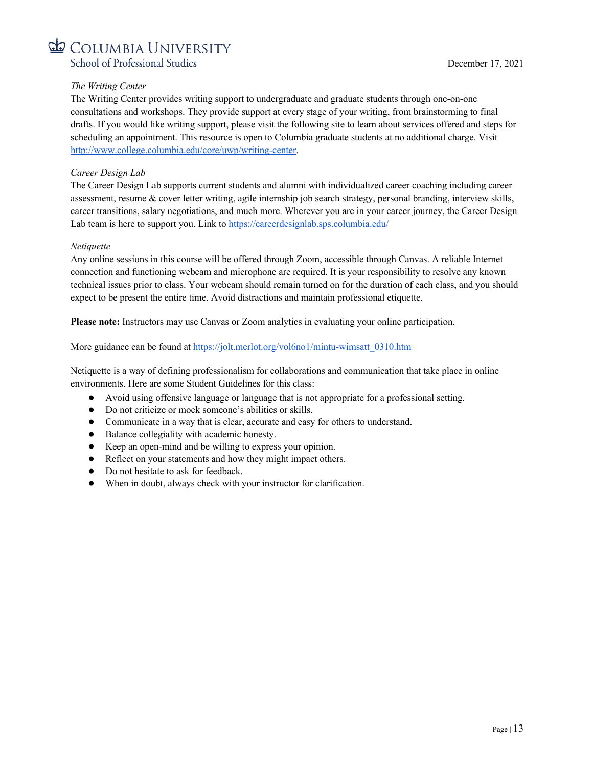*The Writing Center*

The Writing Center provides writing support to undergraduate and graduate students through one-on-one consultations and workshops. They provide support at every stage of your writing, from brainstorming to final drafts. If you would like writing support, please visit the following site to learn about services offered and steps for scheduling an appointment. This resource is open to Columbia graduate students at no additional charge. Visit [http://www.college.columbia.edu/core/uwp/writing-center](http://www.college.columbia.edu/core/uwp/writing-center).

*Career Design Lab*

The Career Design Lab supports current students and alumni with individualized career coaching including career assessment, resume & cover letter writing, agile internship job search strategy, personal branding, interview skills, career transitions, salary negotiations, and much more. Wherever you are in your career journey, the Career Design Lab team is here to support you. Link to [https://careerdesignlab.sps.columbia.edu/](https://careerdesignlab.sps.columbia.edu/)

*Netiquette*

Any online sessions in this course will be offered through Zoom, accessible through Canvas. A reliable Internet connection and functioning webcam and microphone are required. It is your responsibility to resolve any known technical issues prior to class. Your webcam should remain turned on for the duration of each class, and you should expect to be present the entire time. Avoid distractions and maintain professional etiquette.

**Please note:** Instructors may use Canvas or Zoom analytics in evaluating your online participation.

More guidance can be found at [https://jolt.merlot.org/vol6no1/mintu-wimsatt_0310.htm](https://jolt.merlot.org/vol6no1/mintu-wimsatt_0310.htm)

Netiquette is a way of defining professionalism for collaborations and communication that take place in online environments. Here are some Student Guidelines for this class:

- Avoid using offensive language or language that is not appropriate for a professional setting.
- Do not criticize or mock someone's abilities or skills.
- Communicate in a way that is clear, accurate and easy for others to understand.
- Balance collegiality with academic honesty.
- Keep an open-mind and be willing to express your opinion.
- Reflect on your statements and how they might impact others.
- Do not hesitate to ask for feedback.
- When in doubt, always check with your instructor for clarification.